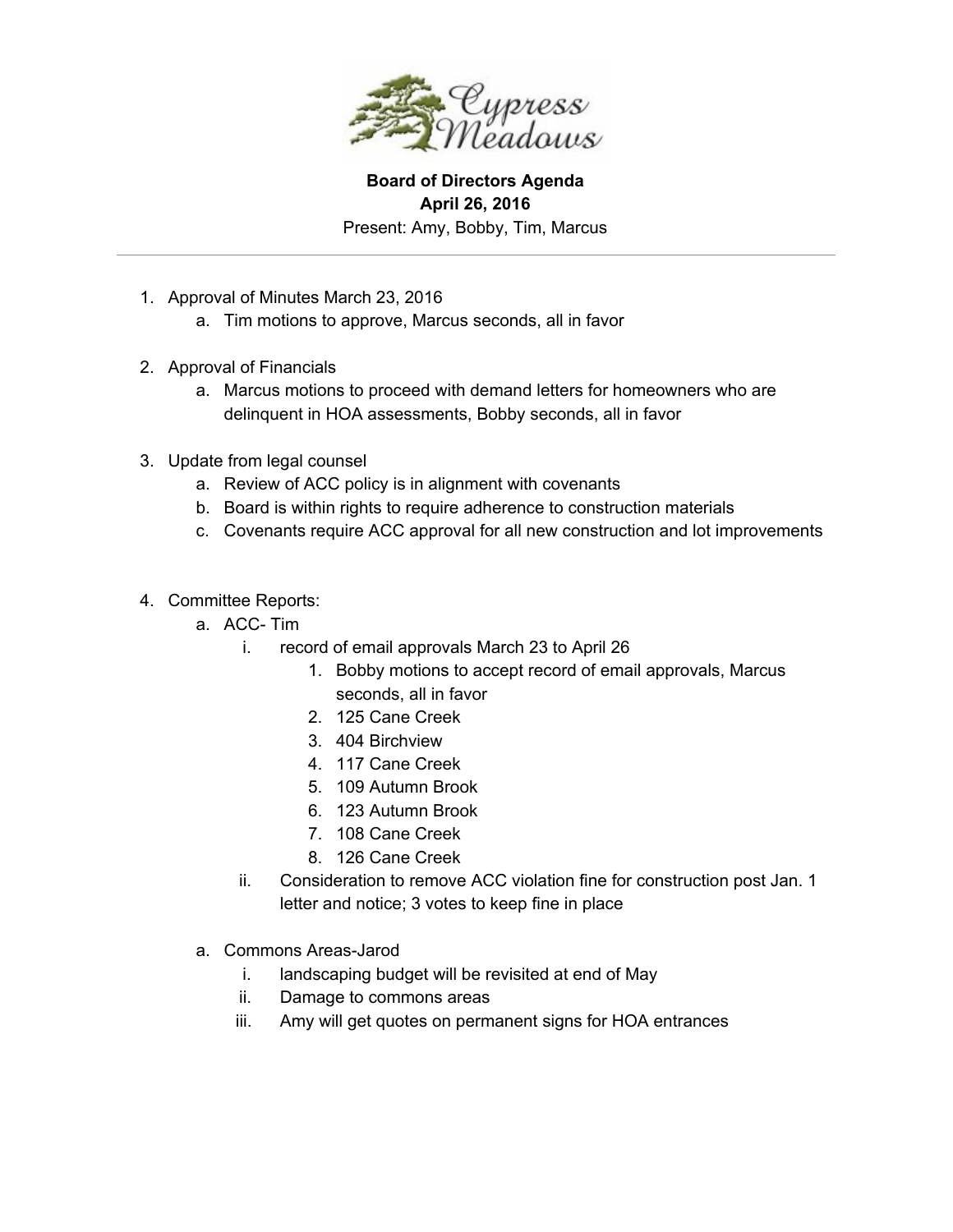Cypress Meadows

**Board of Directors Agenda**
**April 26, 2016**
Present: Amy, Bobby, Tim, Marcus

---

1. Approval of Minutes March 23, 2016
    a. Tim motions to approve, Marcus seconds, all in favor

2. Approval of Financials
    a. Marcus motions to proceed with demand letters for homeowners who are delinquent in HOA assessments, Bobby seconds, all in favor

3. Update from legal counsel
    a. Review of ACC policy is in alignment with covenants
    b. Board is within rights to require adherence to construction materials
    c. Covenants require ACC approval for all new construction and lot improvements

4. Committee Reports:
    a. ACC- Tim
        i. record of email approvals March 23 to April 26
            1. Bobby motions to accept record of email approvals, Marcus seconds, all in favor
            2. 125 Cane Creek
            3. 404 Birchview
            4. 117 Cane Creek
            5. 109 Autumn Brook
            6. 123 Autumn Brook
            7. 108 Cane Creek
            8. 126 Cane Creek
        ii. Consideration to remove ACC violation fine for construction post Jan. 1 letter and notice; 3 votes to keep fine in place

    a. Commons Areas-Jarod
        i. landscaping budget will be revisited at end of May
        ii. Damage to commons areas
        iii. Amy will get quotes on permanent signs for HOA entrances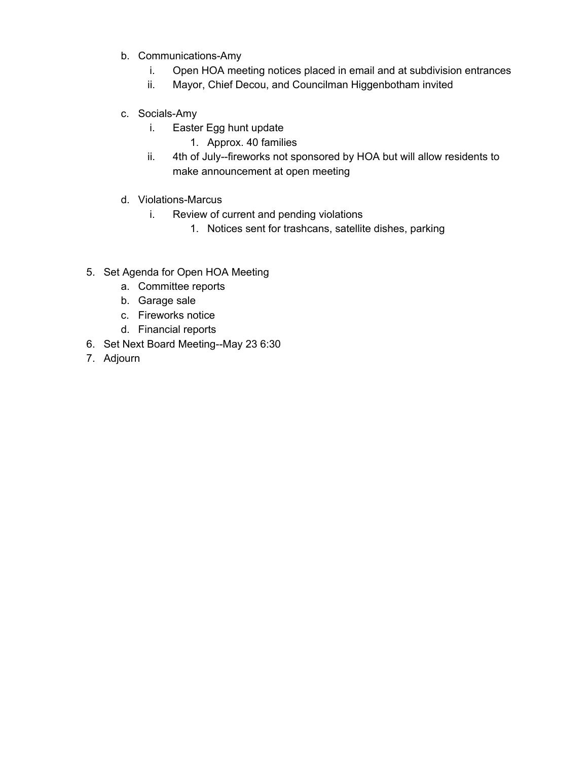b. Communications-Amy
    i. Open HOA meeting notices placed in email and at subdivision entrances
    ii. Mayor, Chief Decou, and Councilman Higgenbotham invited

c. Socials-Amy
    i. Easter Egg hunt update
        1. Approx. 40 families
    ii. 4th of July--fireworks not sponsored by HOA but will allow residents to make announcement at open meeting

d. Violations-Marcus
    i. Review of current and pending violations
        1. Notices sent for trashcans, satellite dishes, parking

5. Set Agenda for Open HOA Meeting
    a. Committee reports
    b. Garage sale
    c. Fireworks notice
    d. Financial reports
6. Set Next Board Meeting--May 23 6:30
7. Adjourn